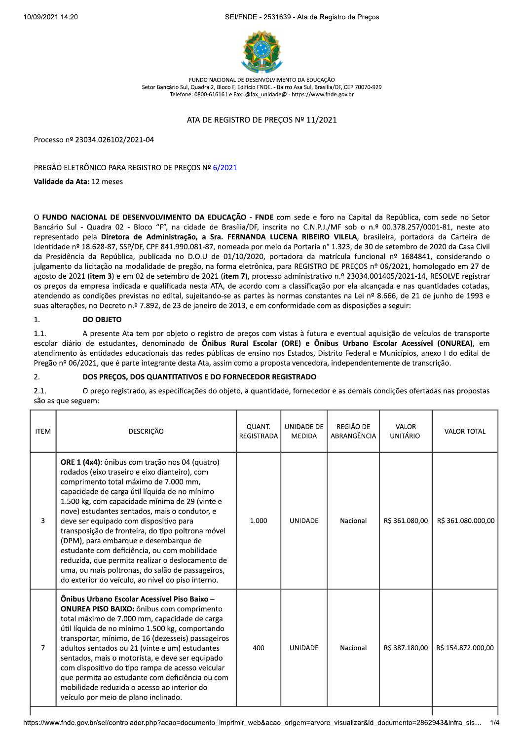FUNDO NACIONAL DE DESENVOLVIMENTO DA EDUCAÇÃO
Setor Bancário Sul, Quadra 2, Bloco F, Edifício FNDE. - Bairro Asa Sul, Brasília/DF, CEP 70070-929
Telefone: 0800-616161 e Fax: @fax_unidade@ - https://www.fnde.gov.br

# ATA DE REGISTRO DE PREÇOS Nº 11/2021

Processo nº 23034.026102/2021-04

PREGÃO ELETRÔNICO PARA REGISTRO DE PREÇOS Nº 6/2021

**Validade da Ata:** 12 meses

O **FUNDO NACIONAL DE DESENVOLVIMENTO DA EDUCAÇÃO - FNDE** com sede e foro na Capital da República, com sede no Setor Bancário Sul - Quadra 02 - Bloco "F", na cidade de Brasília/DF, inscrita no C.N.P.J./MF sob o n.º 00.378.257/0001-81, neste ato representado pela **Diretora de Administração, a Sra. FERNANDA LUCENA RIBEIRO VILELA**, brasileira, portadora da Carteira de Identidade nº 18.628-87, SSP/DF, CPF 841.990.081-87, nomeada por meio da Portaria n° 1.323, de 30 de setembro de 2020 da Casa Civil da Presidência da República, publicada no D.O.U de 01/10/2020, portadora da matrícula funcional nº 1684841, considerando o julgamento da licitação na modalidade de pregão, na forma eletrônica, para REGISTRO DE PREÇOS nº 06/2021, homologado em 27 de agosto de 2021 (**item 3**) e em 02 de setembro de 2021 (**item 7**), processo administrativo n.º 23034.001405/2021-14, RESOLVE registrar os preços da empresa indicada e qualificada nesta ATA, de acordo com a classificação por ela alcançada e nas quantidades cotadas, atendendo as condições previstas no edital, sujeitando-se as partes às normas constantes na Lei nº 8.666, de 21 de junho de 1993 e suas alterações, no Decreto n.º 7.892, de 23 de janeiro de 2013, e em conformidade com as disposições a seguir:

## 1. DO OBJETO

1.1. A presente Ata tem por objeto o registro de preços com vistas à futura e eventual aquisição de veículos de transporte escolar diário de estudantes, denominado de **Ônibus Rural Escolar (ORE) e Ônibus Urbano Escolar Acessível (ONUREA)**, em atendimento às entidades educacionais das redes públicas de ensino nos Estados, Distrito Federal e Municípios, anexo I do edital de Pregão nº 06/2021, que é parte integrante desta Ata, assim como a proposta vencedora, independentemente de transcrição.

## 2. DOS PREÇOS, DOS QUANTITATIVOS E DO FORNECEDOR REGISTRADO

2.1. O preço registrado, as especificações do objeto, a quantidade, fornecedor e as demais condições ofertadas nas propostas são as que seguem:

| ITEM | DESCRIÇÃO | QUANT. REGISTRADA | UNIDADE DE MEDIDA | REGIÃO DE ABRANGÊNCIA | VALOR UNITÁRIO | VALOR TOTAL |
|---|---|---|---|---|---|---|
| 3 | **ORE 1 (4x4)**: ônibus com tração nos 04 (quatro) rodados (eixo traseiro e eixo dianteiro), com comprimento total máximo de 7.000 mm, capacidade de carga útil líquida de no mínimo 1.500 kg, com capacidade mínima de 29 (vinte e nove) estudantes sentados, mais o condutor, e deve ser equipado com dispositivo para transposição de fronteira, do tipo poltrona móvel (DPM), para embarque e desembarque de estudante com deficiência, ou com mobilidade reduzida, que permita realizar o deslocamento de uma, ou mais poltronas, do salão de passageiros, do exterior do veículo, ao nível do piso interno. | 1.000 | UNIDADE | Nacional | R$ 361.080,00 | R$ 361.080.000,00 |
| 7 | **Ônibus Urbano Escolar Acessível Piso Baixo – ONUREA PISO BAIXO:** ônibus com comprimento total máximo de 7.000 mm, capacidade de carga útil líquida de no mínimo 1.500 kg, comportando transportar, mínimo, de 16 (dezesseis) passageiros adultos sentados ou 21 (vinte e um) estudantes sentados, mais o motorista, e deve ser equipado com dispositivo do tipo rampa de acesso veicular que permita ao estudante com deficiência ou com mobilidade reduzida o acesso ao interior do veículo por meio de plano inclinado. | 400 | UNIDADE | Nacional | R$ 387.180,00 | R$ 154.872.000,00 |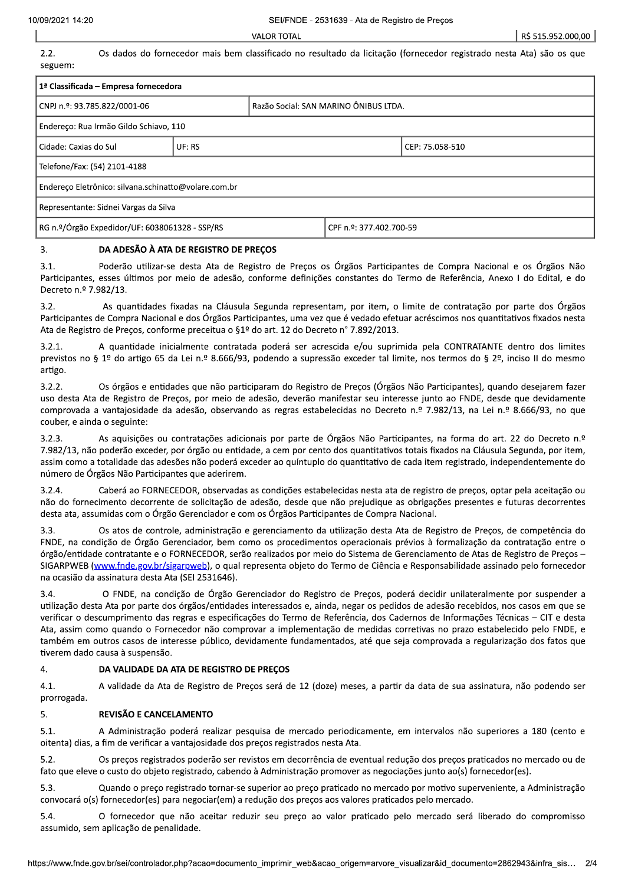| VALOR TOTAL | R$ 515.952.000,00 |
|---|---|

2.2. Os dados do fornecedor mais bem classificado no resultado da licitação (fornecedor registrado nesta Ata) são os que seguem:

| **1ª Classificada – Empresa fornecedora** | | | |
|---|---|---|---|
| CNPJ n.º: 93.785.822/0001-06 | | Razão Social: SAN MARINO ÔNIBUS LTDA. | |
| Endereço: Rua Irmão Gildo Schiavo, 110 | | | |
| Cidade: Caxias do Sul | UF: RS | | CEP: 75.058-510 |
| Telefone/Fax: (54) 2101-4188 | | | |
| Endereço Eletrônico: silvana.schinatto@volare.com.br | | | |
| Representante: Sidnei Vargas da Silva | | | |
| RG n.º/Órgão Expedidor/UF: 6038061328 - SSP/RS | | CPF n.º: 377.402.700-59 | |

## 3. DA ADESÃO À ATA DE REGISTRO DE PREÇOS

3.1. Poderão utilizar-se desta Ata de Registro de Preços os Órgãos Participantes de Compra Nacional e os Órgãos Não Participantes, esses últimos por meio de adesão, conforme definições constantes do Termo de Referência, Anexo I do Edital, e do Decreto n.º 7.982/13.

3.2. As quantidades fixadas na Cláusula Segunda representam, por item, o limite de contratação por parte dos Órgãos Participantes de Compra Nacional e dos Órgãos Participantes, uma vez que é vedado efetuar acréscimos nos quantitativos fixados nesta Ata de Registro de Preços, conforme preceitua o §1º do art. 12 do Decreto n° 7.892/2013.

3.2.1. A quantidade inicialmente contratada poderá ser acrescida e/ou suprimida pela CONTRATANTE dentro dos limites previstos no § 1º do artigo 65 da Lei n.º 8.666/93, podendo a supressão exceder tal limite, nos termos do § 2º, inciso II do mesmo artigo.

3.2.2. Os órgãos e entidades que não participaram do Registro de Preços (Órgãos Não Participantes), quando desejarem fazer uso desta Ata de Registro de Preços, por meio de adesão, deverão manifestar seu interesse junto ao FNDE, desde que devidamente comprovada a vantajosidade da adesão, observando as regras estabelecidas no Decreto n.º 7.982/13, na Lei n.º 8.666/93, no que couber, e ainda o seguinte:

3.2.3. As aquisições ou contratações adicionais por parte de Órgãos Não Participantes, na forma do art. 22 do Decreto n.º 7.982/13, não poderão exceder, por órgão ou entidade, a cem por cento dos quantitativos totais fixados na Cláusula Segunda, por item, assim como a totalidade das adesões não poderá exceder ao quíntuplo do quantitativo de cada item registrado, independentemente do número de Órgãos Não Participantes que aderirem.

3.2.4. Caberá ao FORNECEDOR, observadas as condições estabelecidas nesta ata de registro de preços, optar pela aceitação ou não do fornecimento decorrente de solicitação de adesão, desde que não prejudique as obrigações presentes e futuras decorrentes desta ata, assumidas com o Órgão Gerenciador e com os Órgãos Participantes de Compra Nacional.

3.3. Os atos de controle, administração e gerenciamento da utilização desta Ata de Registro de Preços, de competência do FNDE, na condição de Órgão Gerenciador, bem como os procedimentos operacionais prévios à formalização da contratação entre o órgão/entidade contratante e o FORNECEDOR, serão realizados por meio do Sistema de Gerenciamento de Atas de Registro de Preços – SIGARPWEB (www.fnde.gov.br/sigarpweb), o qual representa objeto do Termo de Ciência e Responsabilidade assinado pelo fornecedor na ocasião da assinatura desta Ata (SEI 2531646).

3.4. O FNDE, na condição de Órgão Gerenciador do Registro de Preços, poderá decidir unilateralmente por suspender a utilização desta Ata por parte dos órgãos/entidades interessados e, ainda, negar os pedidos de adesão recebidos, nos casos em que se verificar o descumprimento das regras e especificações do Termo de Referência, dos Cadernos de Informações Técnicas – CIT e desta Ata, assim como quando o Fornecedor não comprovar a implementação de medidas corretivas no prazo estabelecido pelo FNDE, e também em outros casos de interesse público, devidamente fundamentados, até que seja comprovada a regularização dos fatos que tiverem dado causa à suspensão.

## 4. DA VALIDADE DA ATA DE REGISTRO DE PREÇOS

4.1. A validade da Ata de Registro de Preços será de 12 (doze) meses, a partir da data de sua assinatura, não podendo ser prorrogada.

## 5. REVISÃO E CANCELAMENTO

5.1. A Administração poderá realizar pesquisa de mercado periodicamente, em intervalos não superiores a 180 (cento e oitenta) dias, a fim de verificar a vantajosidade dos preços registrados nesta Ata.

5.2. Os preços registrados poderão ser revistos em decorrência de eventual redução dos preços praticados no mercado ou de fato que eleve o custo do objeto registrado, cabendo à Administração promover as negociações junto ao(s) fornecedor(es).

5.3. Quando o preço registrado tornar-se superior ao preço praticado no mercado por motivo superveniente, a Administração convocará o(s) fornecedor(es) para negociar(em) a redução dos preços aos valores praticados pelo mercado.

5.4. O fornecedor que não aceitar reduzir seu preço ao valor praticado pelo mercado será liberado do compromisso assumido, sem aplicação de penalidade.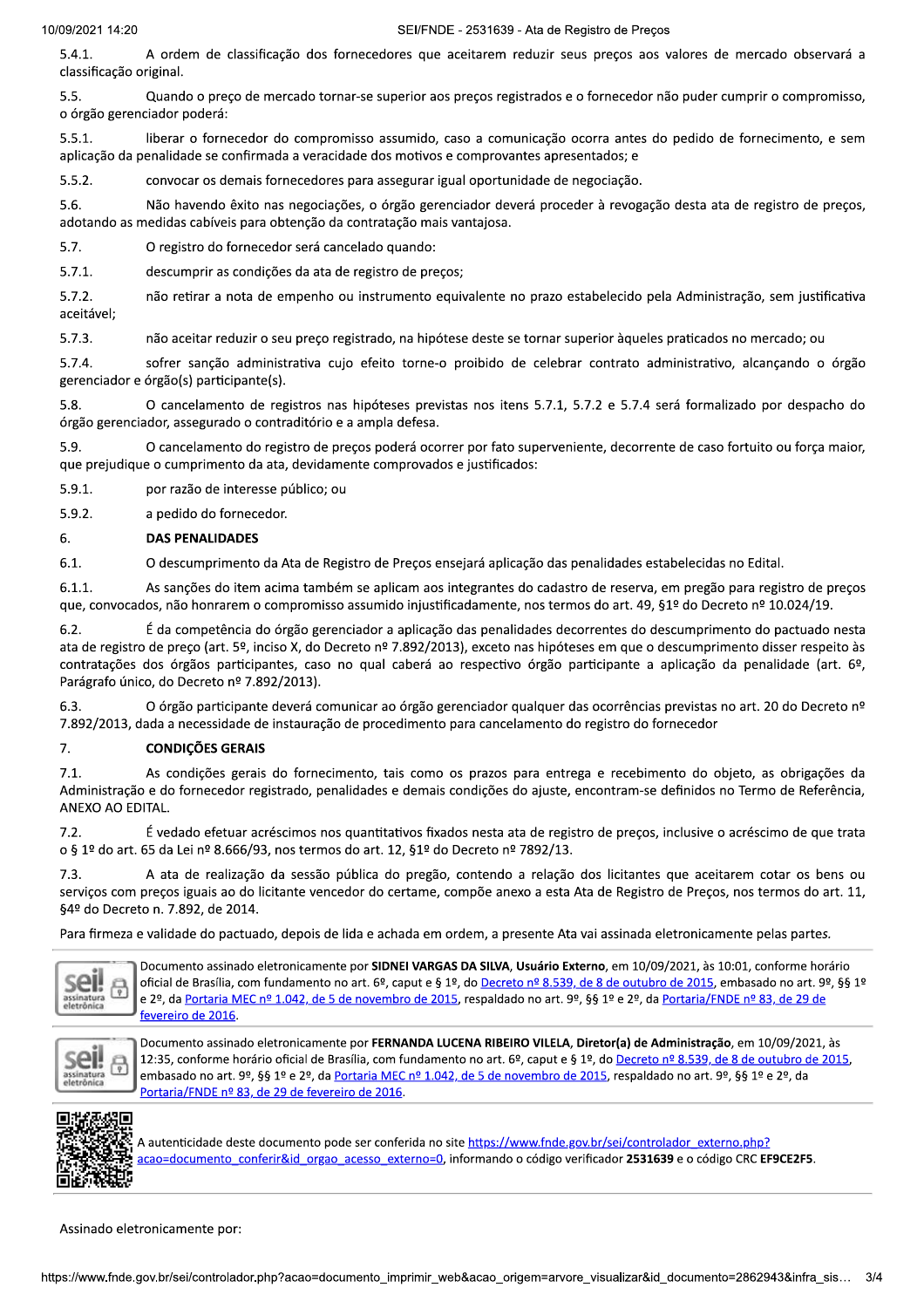5.4.1. A ordem de classificação dos fornecedores que aceitarem reduzir seus preços aos valores de mercado observará a classificação original.

5.5. Quando o preço de mercado tornar-se superior aos preços registrados e o fornecedor não puder cumprir o compromisso, o órgão gerenciador poderá:

5.5.1. liberar o fornecedor do compromisso assumido, caso a comunicação ocorra antes do pedido de fornecimento, e sem aplicação da penalidade se confirmada a veracidade dos motivos e comprovantes apresentados; e

5.5.2. convocar os demais fornecedores para assegurar igual oportunidade de negociação.

5.6. Não havendo êxito nas negociações, o órgão gerenciador deverá proceder à revogação desta ata de registro de preços, adotando as medidas cabíveis para obtenção da contratação mais vantajosa.

5.7. O registro do fornecedor será cancelado quando:

5.7.1. descumprir as condições da ata de registro de preços;

5.7.2. não retirar a nota de empenho ou instrumento equivalente no prazo estabelecido pela Administração, sem justificativa aceitável;

5.7.3. não aceitar reduzir o seu preço registrado, na hipótese deste se tornar superior àqueles praticados no mercado; ou

5.7.4. sofrer sanção administrativa cujo efeito torne-o proibido de celebrar contrato administrativo, alcançando o órgão gerenciador e órgão(s) participante(s).

5.8. O cancelamento de registros nas hipóteses previstas nos itens 5.7.1, 5.7.2 e 5.7.4 será formalizado por despacho do órgão gerenciador, assegurado o contraditório e a ampla defesa.

5.9. O cancelamento do registro de preços poderá ocorrer por fato superveniente, decorrente de caso fortuito ou força maior, que prejudique o cumprimento da ata, devidamente comprovados e justificados:

5.9.1. por razão de interesse público; ou

5.9.2. a pedido do fornecedor.

## 6. DAS PENALIDADES

6.1. O descumprimento da Ata de Registro de Preços ensejará aplicação das penalidades estabelecidas no Edital.

6.1.1. As sanções do item acima também se aplicam aos integrantes do cadastro de reserva, em pregão para registro de preços que, convocados, não honrarem o compromisso assumido injustificadamente, nos termos do art. 49, §1º do Decreto nº 10.024/19.

6.2. É da competência do órgão gerenciador a aplicação das penalidades decorrentes do descumprimento do pactuado nesta ata de registro de preço (art. 5º, inciso X, do Decreto nº 7.892/2013), exceto nas hipóteses em que o descumprimento disser respeito às contratações dos órgãos participantes, caso no qual caberá ao respectivo órgão participante a aplicação da penalidade (art. 6º, Parágrafo único, do Decreto nº 7.892/2013).

6.3. O órgão participante deverá comunicar ao órgão gerenciador qualquer das ocorrências previstas no art. 20 do Decreto nº 7.892/2013, dada a necessidade de instauração de procedimento para cancelamento do registro do fornecedor

## 7. CONDIÇÕES GERAIS

7.1. As condições gerais do fornecimento, tais como os prazos para entrega e recebimento do objeto, as obrigações da Administração e do fornecedor registrado, penalidades e demais condições do ajuste, encontram-se definidos no Termo de Referência, ANEXO AO EDITAL.

7.2. É vedado efetuar acréscimos nos quantitativos fixados nesta ata de registro de preços, inclusive o acréscimo de que trata o § 1º do art. 65 da Lei nº 8.666/93, nos termos do art. 12, §1º do Decreto nº 7892/13.

7.3. A ata de realização da sessão pública do pregão, contendo a relação dos licitantes que aceitarem cotar os bens ou serviços com preços iguais ao do licitante vencedor do certame, compõe anexo a esta Ata de Registro de Preços, nos termos do art. 11, §4º do Decreto n. 7.892, de 2014.

Para firmeza e validade do pactuado, depois de lida e achada em ordem, a presente Ata vai assinada eletronicamente pelas partes.

Documento assinado eletronicamente por **SIDNEI VARGAS DA SILVA, Usuário Externo**, em 10/09/2021, às 10:01, conforme horário oficial de Brasília, com fundamento no art. 6º, caput e § 1º, do Decreto nº 8.539, de 8 de outubro de 2015, embasado no art. 9º, §§ 1º e 2º, da Portaria MEC nº 1.042, de 5 de novembro de 2015, respaldado no art. 9º, §§ 1º e 2º, da Portaria/FNDE nº 83, de 29 de fevereiro de 2016.

Documento assinado eletronicamente por **FERNANDA LUCENA RIBEIRO VILELA, Diretor(a) de Administração**, em 10/09/2021, às 12:35, conforme horário oficial de Brasília, com fundamento no art. 6º, caput e § 1º, do Decreto nº 8.539, de 8 de outubro de 2015, embasado no art. 9º, §§ 1º e 2º, da Portaria MEC nº 1.042, de 5 de novembro de 2015, respaldado no art. 9º, §§ 1º e 2º, da Portaria/FNDE nº 83, de 29 de fevereiro de 2016.

A autenticidade deste documento pode ser conferida no site https://www.fnde.gov.br/sei/controlador_externo.php?acao=documento_conferir&id_orgao_acesso_externo=0, informando o código verificador **2531639** e o código CRC **EF9CE2F5**.

Assinado eletronicamente por: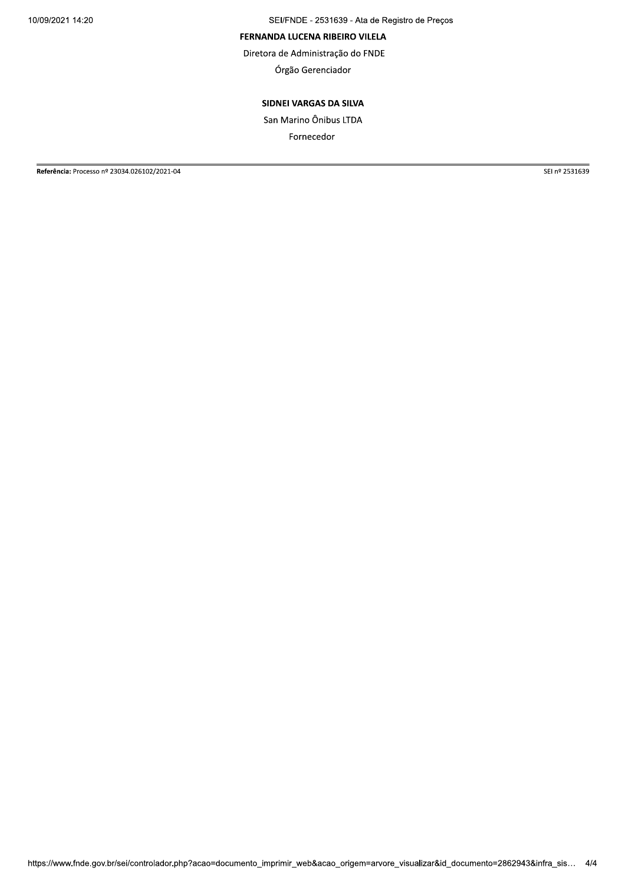**FERNANDA LUCENA RIBEIRO VILELA**

Diretora de Administração do FNDE

Órgão Gerenciador

**SIDNEI VARGAS DA SILVA**

San Marino Ônibus LTDA

Fornecedor

---

**Referência:** Processo nº 23034.026102/2021-04 SEI nº 2531639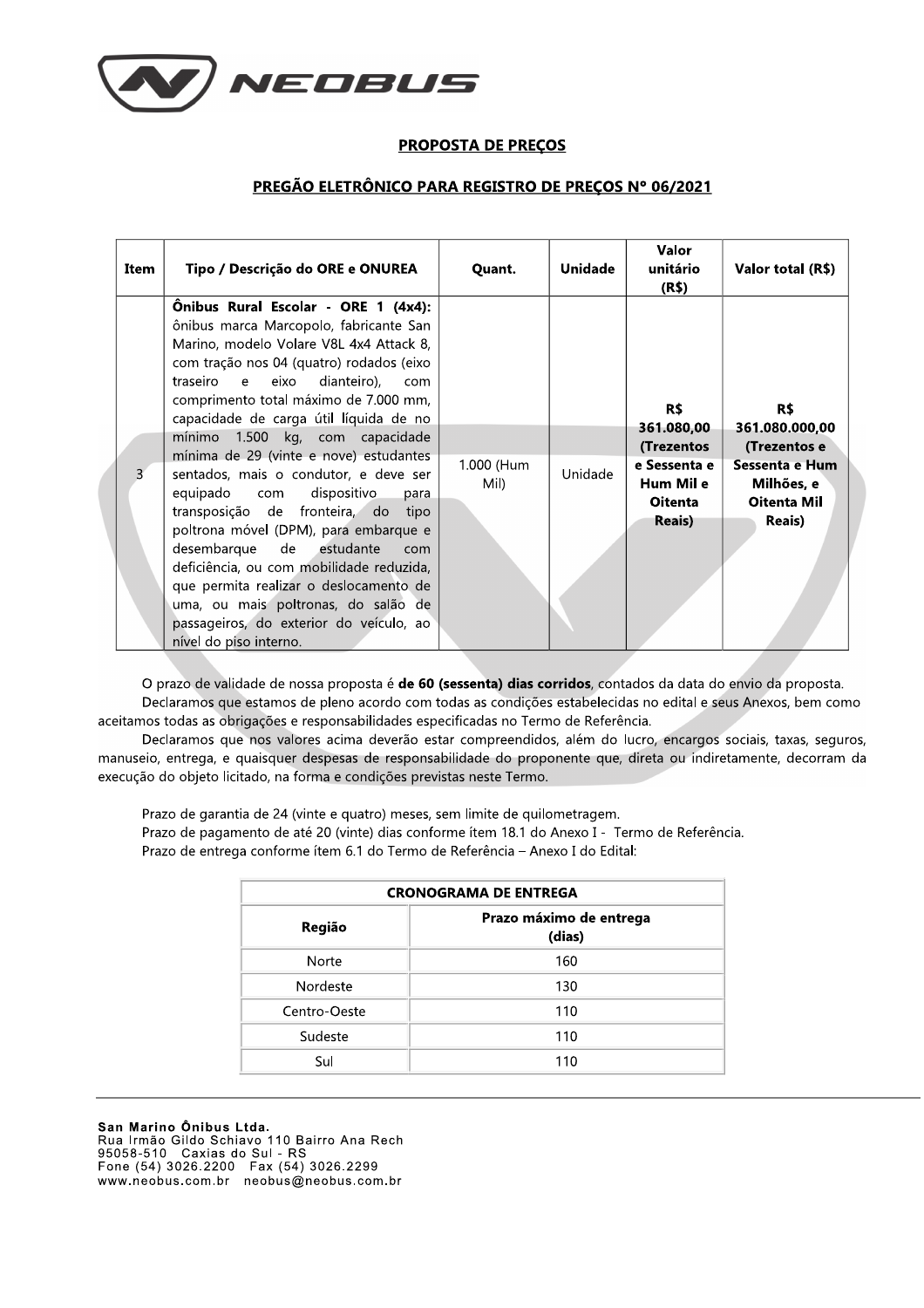## PROPOSTA DE PREÇOS

## PREGÃO ELETRÔNICO PARA REGISTRO DE PREÇOS Nº 06/2021

| Item | Tipo / Descrição do ORE e ONUREA | Quant. | Unidade | Valor unitário (R$) | Valor total (R$) |
|---|---|---|---|---|---|
| 3 | **Ônibus Rural Escolar - ORE 1 (4x4):** ônibus marca Marcopolo, fabricante San Marino, modelo Volare V8L 4x4 Attack 8, com tração nos 04 (quatro) rodados (eixo traseiro e eixo dianteiro), com comprimento total máximo de 7.000 mm, capacidade de carga útil líquida de no mínimo 1.500 kg, com capacidade mínima de 29 (vinte e nove) estudantes sentados, mais o condutor, e deve ser equipado com dispositivo para transposição de fronteira, do tipo poltrona móvel (DPM), para embarque e desembarque de estudante com deficiência, ou com mobilidade reduzida, que permita realizar o deslocamento de uma, ou mais poltronas, do salão de passageiros, do exterior do veículo, ao nível do piso interno. | 1.000 (Hum Mil) | Unidade | **R$ 361.080,00 (Trezentos e Sessenta e Hum Mil e Oitenta Reais)** | **R$ 361.080.000,00 (Trezentos e Sessenta e Hum Milhões, e Oitenta Mil Reais)** |

O prazo de validade de nossa proposta é **de 60 (sessenta) dias corridos**, contados da data do envio da proposta.

Declaramos que estamos de pleno acordo com todas as condições estabelecidas no edital e seus Anexos, bem como aceitamos todas as obrigações e responsabilidades especificadas no Termo de Referência.

Declaramos que nos valores acima deverão estar compreendidos, além do lucro, encargos sociais, taxas, seguros, manuseio, entrega, e quaisquer despesas de responsabilidade do proponente que, direta ou indiretamente, decorram da execução do objeto licitado, na forma e condições previstas neste Termo.

Prazo de garantia de 24 (vinte e quatro) meses, sem limite de quilometragem.

Prazo de pagamento de até 20 (vinte) dias conforme ítem 18.1 do Anexo I - Termo de Referência.

Prazo de entrega conforme ítem 6.1 do Termo de Referência – Anexo I do Edital:

| **CRONOGRAMA DE ENTREGA** | |
|---|---|
| **Região** | **Prazo máximo de entrega (dias)** |
| Norte | 160 |
| Nordeste | 130 |
| Centro-Oeste | 110 |
| Sudeste | 110 |
| Sul | 110 |

**San Marino Ônibus Ltda.**
Rua Irmão Gildo Schiavo 110 Bairro Ana Rech
95058-510 Caxias do Sul - RS
Fone (54) 3026.2200 Fax (54) 3026.2299
www.neobus.com.br neobus@neobus.com.br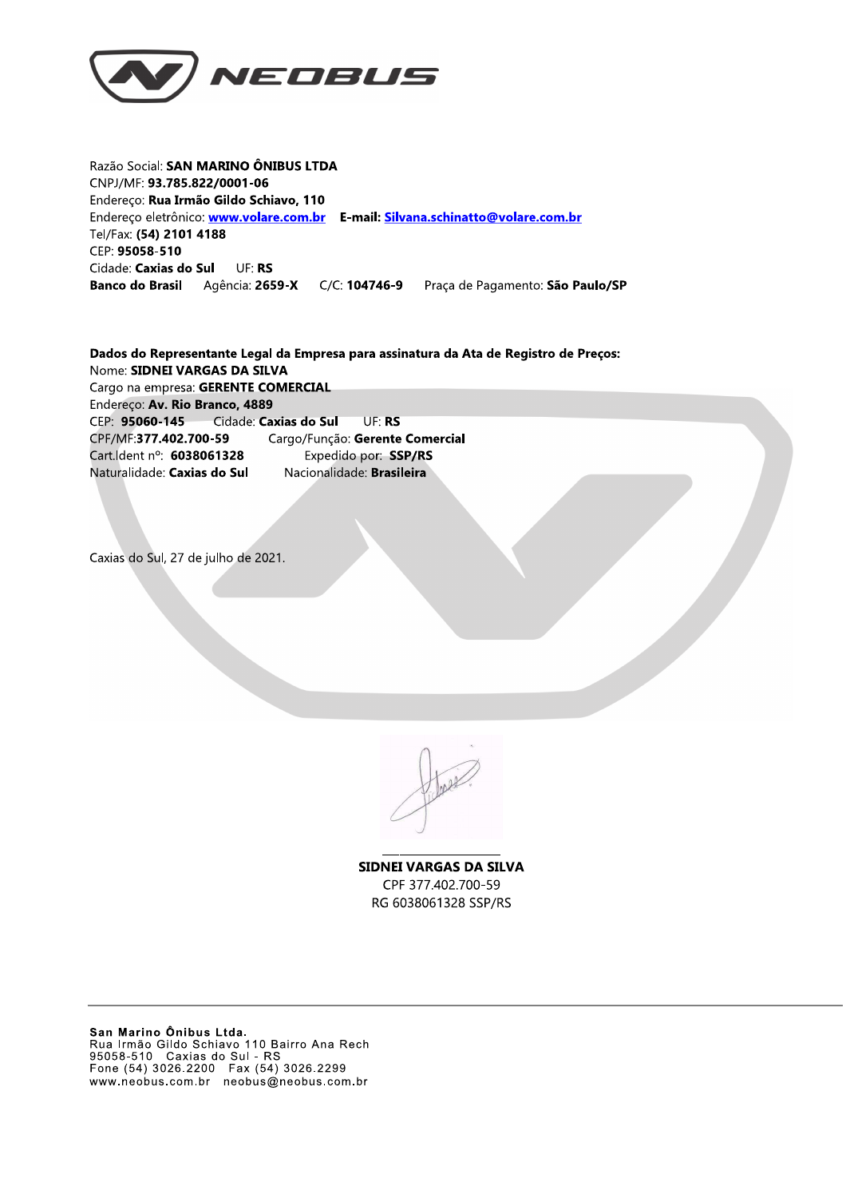Razão Social: **SAN MARINO ÔNIBUS LTDA**
CNPJ/MF: **93.785.822/0001-06**
Endereço: **Rua Irmão Gildo Schiavo, 110**
Endereço eletrônico: **www.volare.com.br** **E-mail: Silvana.schinatto@volare.com.br**
Tel/Fax: **(54) 2101 4188**
CEP: **95058-510**
Cidade: **Caxias do Sul** UF: **RS**
**Banco do Brasil** Agência: **2659-X** C/C: **104746-9** Praça de Pagamento: **São Paulo/SP**

**Dados do Representante Legal da Empresa para assinatura da Ata de Registro de Preços:**
Nome: **SIDNEI VARGAS DA SILVA**
Cargo na empresa: **GERENTE COMERCIAL**
Endereço: **Av. Rio Branco, 4889**
CEP: **95060-145** Cidade: **Caxias do Sul** UF: **RS**
CPF/MF:**377.402.700-59** Cargo/Função: **Gerente Comercial**
Cart.Ident nº: **6038061328** Expedido por: **SSP/RS**
Naturalidade: **Caxias do Sul** Nacionalidade: **Brasileira**

Caxias do Sul, 27 de julho de 2021.

**SIDNEI VARGAS DA SILVA**
CPF 377.402.700-59
RG 6038061328 SSP/RS

**San Marino Ônibus Ltda.**
Rua Irmão Gildo Schiavo 110 Bairro Ana Rech
95058-510 Caxias do Sul - RS
Fone (54) 3026.2200 Fax (54) 3026.2299
www.neobus.com.br neobus@neobus.com.br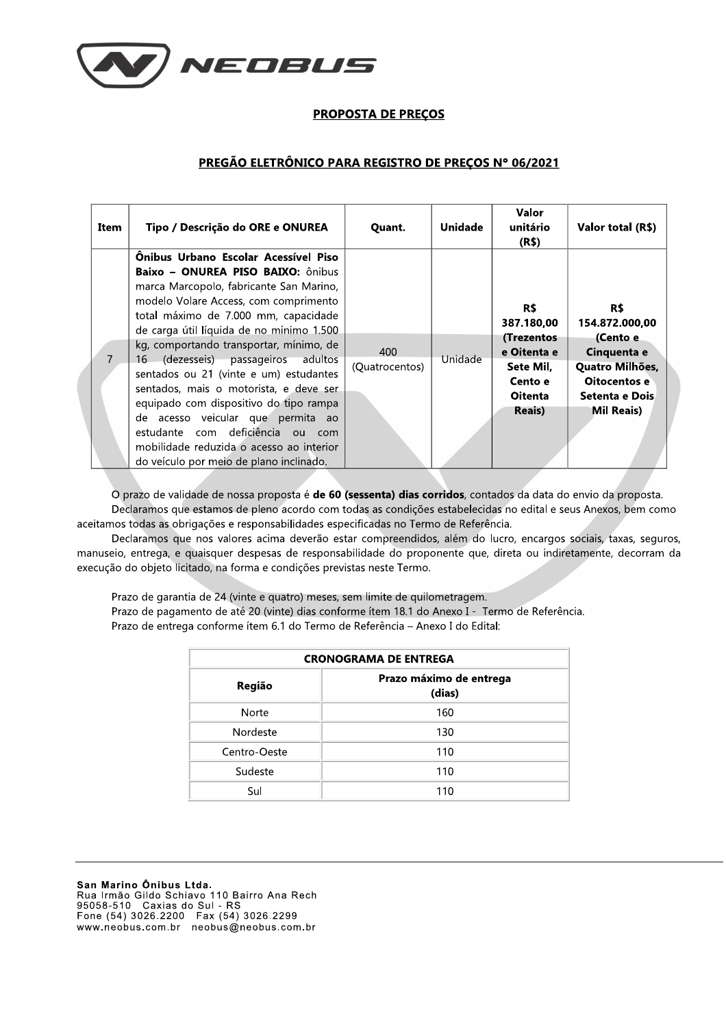## PROPOSTA DE PREÇOS

## PREGÃO ELETRÔNICO PARA REGISTRO DE PREÇOS Nº 06/2021

| Item | Tipo / Descrição do ORE e ONUREA | Quant. | Unidade | Valor unitário (R$) | Valor total (R$) |
|---|---|---|---|---|---|
| 7 | **Ônibus Urbano Escolar Acessível Piso Baixo – ONUREA PISO BAIXO:** ônibus marca Marcopolo, fabricante San Marino, modelo Volare Access, com comprimento total máximo de 7.000 mm, capacidade de carga útil líquida de no mínimo 1.500 kg, comportando transportar, mínimo, de 16 (dezesseis) passageiros adultos sentados ou 21 (vinte e um) estudantes sentados, mais o motorista, e deve ser equipado com dispositivo do tipo rampa de acesso veicular que permita ao estudante com deficiência ou com mobilidade reduzida o acesso ao interior do veículo por meio de plano inclinado. | 400 (Quatrocentos) | Unidade | **R$ 387.180,00 (Trezentos e Oitenta e Sete Mil, Cento e Oitenta Reais)** | **R$ 154.872.000,00 (Cento e Cinquenta e Quatro Milhões, Oitocentos e Setenta e Dois Mil Reais)** |

O prazo de validade de nossa proposta é **de 60 (sessenta) dias corridos**, contados da data do envio da proposta.

Declaramos que estamos de pleno acordo com todas as condições estabelecidas no edital e seus Anexos, bem como aceitamos todas as obrigações e responsabilidades especificadas no Termo de Referência.

Declaramos que nos valores acima deverão estar compreendidos, além do lucro, encargos sociais, taxas, seguros, manuseio, entrega, e quaisquer despesas de responsabilidade do proponente que, direta ou indiretamente, decorram da execução do objeto licitado, na forma e condições previstas neste Termo.

Prazo de garantia de 24 (vinte e quatro) meses, sem limite de quilometragem.

Prazo de pagamento de até 20 (vinte) dias conforme ítem 18.1 do Anexo I - Termo de Referência.

Prazo de entrega conforme ítem 6.1 do Termo de Referência – Anexo I do Edital:

| CRONOGRAMA DE ENTREGA | |
|---|---|
| **Região** | **Prazo máximo de entrega (dias)** |
| Norte | 160 |
| Nordeste | 130 |
| Centro-Oeste | 110 |
| Sudeste | 110 |
| Sul | 110 |

**San Marino Ônibus Ltda.**
Rua Irmão Gildo Schiavo 110 Bairro Ana Rech
95058-510 Caxias do Sul - RS
Fone (54) 3026.2200 Fax (54) 3026.2299
www.neobus.com.br neobus@neobus.com.br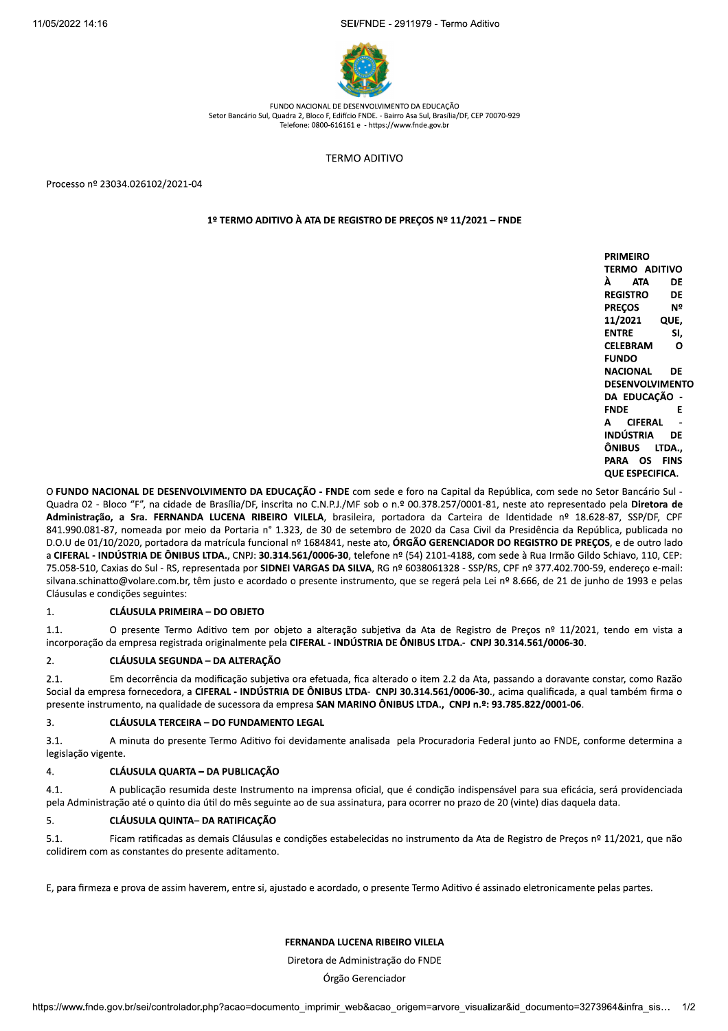FUNDO NACIONAL DE DESENVOLVIMENTO DA EDUCAÇÃO
Setor Bancário Sul, Quadra 2, Bloco F, Edifício FNDE. - Bairro Asa Sul, Brasília/DF, CEP 70070-929
Telefone: 0800-616161 e - https://www.fnde.gov.br

TERMO ADITIVO

Processo nº 23034.026102/2021-04

**1º TERMO ADITIVO À ATA DE REGISTRO DE PREÇOS Nº 11/2021 – FNDE**

**PRIMEIRO TERMO ADITIVO À ATA DE REGISTRO DE PREÇOS Nº 11/2021 QUE, ENTRE SI, CELEBRAM O FUNDO NACIONAL DE DESENVOLVIMENTO DA EDUCAÇÃO - FNDE E A CIFERAL - INDÚSTRIA DE ÔNIBUS LTDA., PARA OS FINS QUE ESPECIFICA.**

O **FUNDO NACIONAL DE DESENVOLVIMENTO DA EDUCAÇÃO - FNDE** com sede e foro na Capital da República, com sede no Setor Bancário Sul - Quadra 02 - Bloco "F", na cidade de Brasília/DF, inscrita no C.N.P.J./MF sob o n.º 00.378.257/0001-81, neste ato representado pela **Diretora de Administração, a Sra. FERNANDA LUCENA RIBEIRO VILELA**, brasileira, portadora da Carteira de Identidade nº 18.628-87, SSP/DF, CPF 841.990.081-87, nomeada por meio da Portaria n° 1.323, de 30 de setembro de 2020 da Casa Civil da Presidência da República, publicada no D.O.U de 01/10/2020, portadora da matrícula funcional nº 1684841, neste ato, **ÓRGÃO GERENCIADOR DO REGISTRO DE PREÇOS**, e de outro lado a **CIFERAL - INDÚSTRIA DE ÔNIBUS LTDA.**, CNPJ: **30.314.561/0006-30**, telefone nº (54) 2101-4188, com sede à Rua Irmão Gildo Schiavo, 110, CEP: 75.058-510, Caxias do Sul - RS, representada por **SIDNEI VARGAS DA SILVA**, RG nº 6038061328 - SSP/RS, CPF nº 377.402.700-59, endereço e-mail: silvana.schinatto@volare.com.br, têm justo e acordado o presente instrumento, que se regerá pela Lei nº 8.666, de 21 de junho de 1993 e pelas Cláusulas e condições seguintes:

1. **CLÁUSULA PRIMEIRA – DO OBJETO**

1.1. O presente Termo Aditivo tem por objeto a alteração subjetiva da Ata de Registro de Preços nº 11/2021, tendo em vista a incorporação da empresa registrada originalmente pela **CIFERAL - INDÚSTRIA DE ÔNIBUS LTDA.- CNPJ 30.314.561/0006-30**.

2. **CLÁUSULA SEGUNDA – DA ALTERAÇÃO**

2.1. Em decorrência da modificação subjetiva ora efetuada, fica alterado o item 2.2 da Ata, passando a doravante constar, como Razão Social da empresa fornecedora, a **CIFERAL - INDÚSTRIA DE ÔNIBUS LTDA- CNPJ 30.314.561/0006-30**., acima qualificada, a qual também firma o presente instrumento, na qualidade de sucessora da empresa **SAN MARINO ÔNIBUS LTDA., CNPJ n.º: 93.785.822/0001-06**.

3. **CLÁUSULA TERCEIRA – DO FUNDAMENTO LEGAL**

3.1. A minuta do presente Termo Aditivo foi devidamente analisada pela Procuradoria Federal junto ao FNDE, conforme determina a legislação vigente.

4. **CLÁUSULA QUARTA – DA PUBLICAÇÃO**

4.1. A publicação resumida deste Instrumento na imprensa oficial, que é condição indispensável para sua eficácia, será providenciada pela Administração até o quinto dia útil do mês seguinte ao de sua assinatura, para ocorrer no prazo de 20 (vinte) dias daquela data.

5. **CLÁUSULA QUINTA– DA RATIFICAÇÃO**

5.1. Ficam ratificadas as demais Cláusulas e condições estabelecidas no instrumento da Ata de Registro de Preços nº 11/2021, que não colidirem com as constantes do presente aditamento.

E, para firmeza e prova de assim haverem, entre si, ajustado e acordado, o presente Termo Aditivo é assinado eletronicamente pelas partes.

**FERNANDA LUCENA RIBEIRO VILELA**

Diretora de Administração do FNDE

Órgão Gerenciador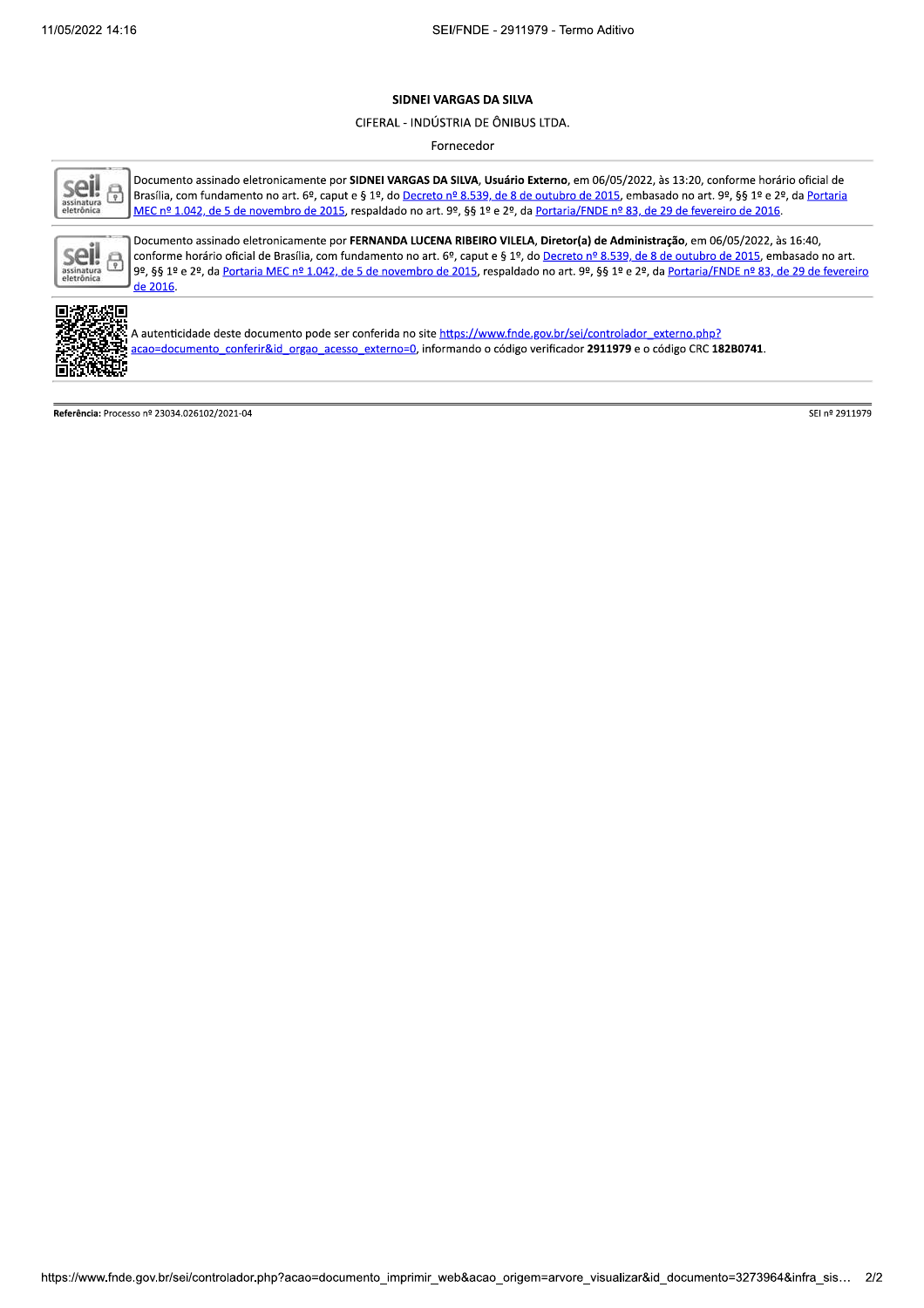**SIDNEI VARGAS DA SILVA**

CIFERAL - INDÚSTRIA DE ÔNIBUS LTDA.

Fornecedor

Documento assinado eletronicamente por **SIDNEI VARGAS DA SILVA**, **Usuário Externo**, em 06/05/2022, às 13:20, conforme horário oficial de Brasília, com fundamento no art. 6º, caput e § 1º, do Decreto nº 8.539, de 8 de outubro de 2015, embasado no art. 9º, §§ 1º e 2º, da Portaria MEC nº 1.042, de 5 de novembro de 2015, respaldado no art. 9º, §§ 1º e 2º, da Portaria/FNDE nº 83, de 29 de fevereiro de 2016.

Documento assinado eletronicamente por **FERNANDA LUCENA RIBEIRO VILELA**, **Diretor(a) de Administração**, em 06/05/2022, às 16:40, conforme horário oficial de Brasília, com fundamento no art. 6º, caput e § 1º, do Decreto nº 8.539, de 8 de outubro de 2015, embasado no art. 9º, §§ 1º e 2º, da Portaria MEC nº 1.042, de 5 de novembro de 2015, respaldado no art. 9º, §§ 1º e 2º, da Portaria/FNDE nº 83, de 29 de fevereiro de 2016.

A autenticidade deste documento pode ser conferida no site https://www.fnde.gov.br/sei/controlador_externo.php?acao=documento_conferir&id_orgao_acesso_externo=0, informando o código verificador **2911979** e o código CRC **182B0741**.

---

**Referência:** Processo nº 23034.026102/2021-04 SEI nº 2911979